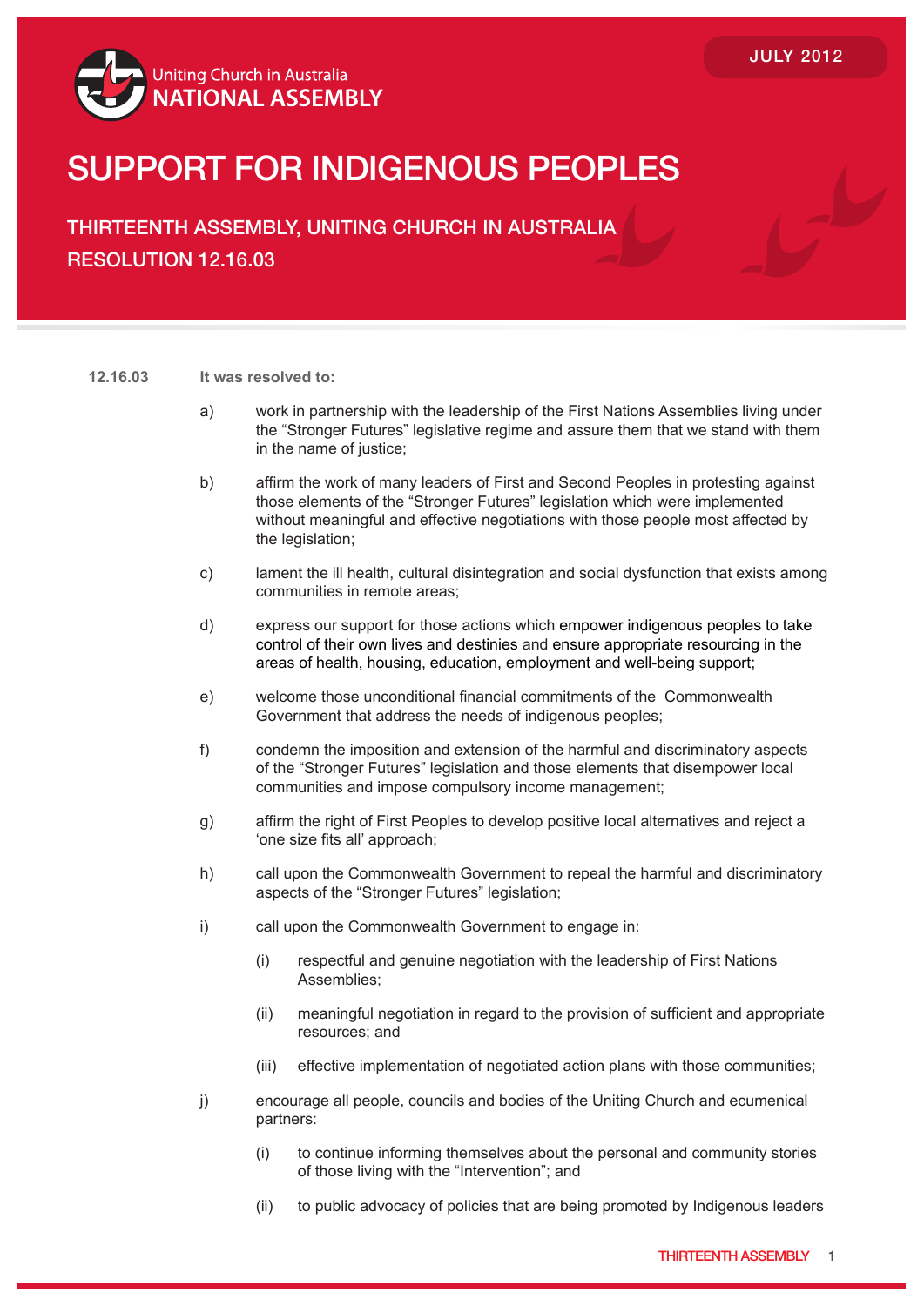Uniting Church in Australia
NATIONAL ASSEMBLY

JULY 2012

# SUPPORT FOR INDIGENOUS PEOPLES

## THIRTEENTH ASSEMBLY, UNITING CHURCH IN AUSTRALIA
## RESOLUTION 12.16.03

**12.16.03** **It was resolved to:**

a) work in partnership with the leadership of the First Nations Assemblies living under the "Stronger Futures" legislative regime and assure them that we stand with them in the name of justice;

b) affirm the work of many leaders of First and Second Peoples in protesting against those elements of the "Stronger Futures" legislation which were implemented without meaningful and effective negotiations with those people most affected by the legislation;

c) lament the ill health, cultural disintegration and social dysfunction that exists among communities in remote areas;

d) express our support for those actions which empower indigenous peoples to take control of their own lives and destinies and ensure appropriate resourcing in the areas of health, housing, education, employment and well-being support;

e) welcome those unconditional financial commitments of the Commonwealth Government that address the needs of indigenous peoples;

f) condemn the imposition and extension of the harmful and discriminatory aspects of the "Stronger Futures" legislation and those elements that disempower local communities and impose compulsory income management;

g) affirm the right of First Peoples to develop positive local alternatives and reject a 'one size fits all' approach;

h) call upon the Commonwealth Government to repeal the harmful and discriminatory aspects of the "Stronger Futures" legislation;

i) call upon the Commonwealth Government to engage in:

   (i) respectful and genuine negotiation with the leadership of First Nations Assemblies;

   (ii) meaningful negotiation in regard to the provision of sufficient and appropriate resources; and

   (iii) effective implementation of negotiated action plans with those communities;

j) encourage all people, councils and bodies of the Uniting Church and ecumenical partners:

   (i) to continue informing themselves about the personal and community stories of those living with the "Intervention"; and

   (ii) to public advocacy of policies that are being promoted by Indigenous leaders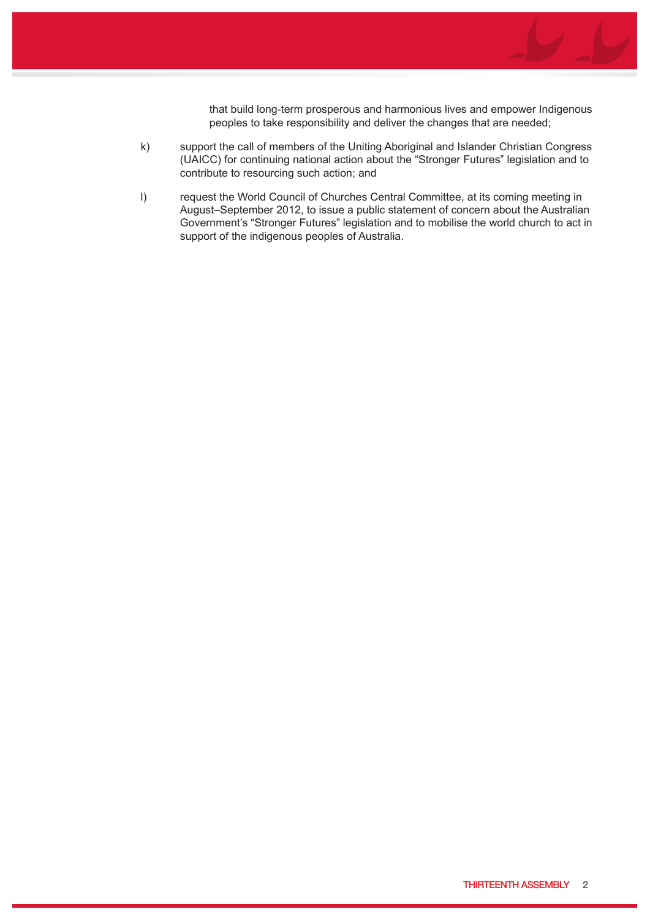that build long-term prosperous and harmonious lives and empower Indigenous peoples to take responsibility and deliver the changes that are needed;

k) support the call of members of the Uniting Aboriginal and Islander Christian Congress (UAICC) for continuing national action about the "Stronger Futures" legislation and to contribute to resourcing such action; and

l) request the World Council of Churches Central Committee, at its coming meeting in August–September 2012, to issue a public statement of concern about the Australian Government's "Stronger Futures" legislation and to mobilise the world church to act in support of the indigenous peoples of Australia.